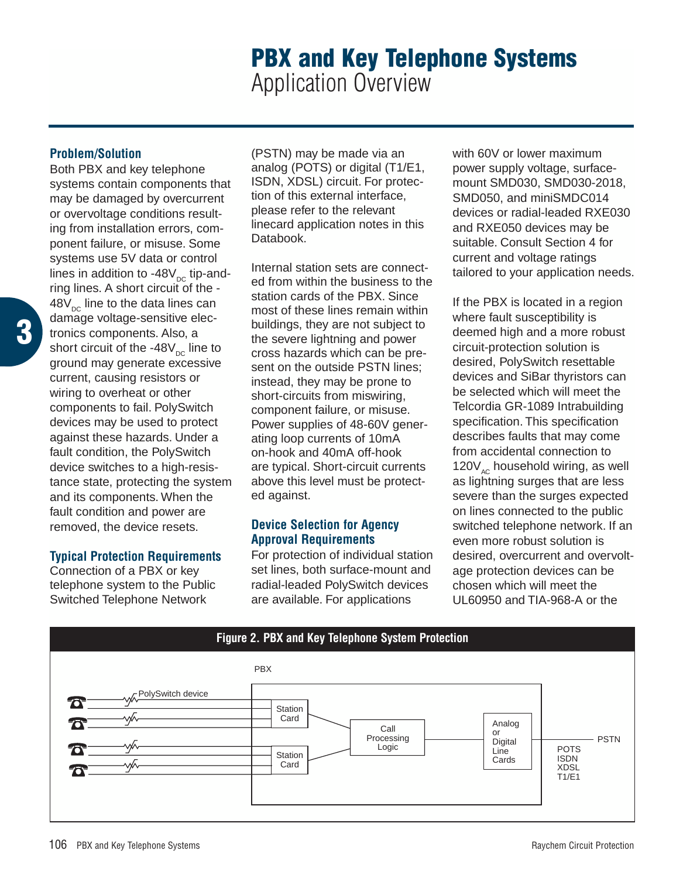# PBX and Key Telephone Systems

## Application Overview

### Problem/Solution

Both PBX and key telephone systems contain components that may be damaged by overcurrent or overvoltage conditions resulting from installation errors, component failure, or misuse. Some systems use 5V data or control lines in addition to $-48V_{DC}$ tip-and-ring lines. A short circuit of the $-48V_{DC}$ line to the data lines can damage voltage-sensitive electronics components. Also, a short circuit of the $-48V_{DC}$ line to ground may generate excessive current, causing resistors or wiring to overheat or other components to fail. PolySwitch devices may be used to protect against these hazards. Under a fault condition, the PolySwitch device switches to a high-resistance state, protecting the system and its components. When the fault condition and power are removed, the device resets.

### Typical Protection Requirements

Connection of a PBX or key telephone system to the Public Switched Telephone Network (PSTN) may be made via an analog (POTS) or digital (T1/E1, ISDN, XDSL) circuit. For protection of this external interface, please refer to the relevant linecard application notes in this Databook.

Internal station sets are connected from within the business to the station cards of the PBX. Since most of these lines remain within buildings, they are not subject to the severe lightning and power cross hazards which can be present on the outside PSTN lines; instead, they may be prone to short-circuits from miswiring, component failure, or misuse. Power supplies of 48-60V generating loop currents of 10mA on-hook and 40mA off-hook are typical. Short-circuit currents above this level must be protected against.

### Device Selection for Agency Approval Requirements

For protection of individual station set lines, both surface-mount and radial-leaded PolySwitch devices are available. For applications with 60V or lower maximum power supply voltage, surface-mount SMD030, SMD030-2018, SMD050, and miniSMDC014 devices or radial-leaded RXE030 and RXE050 devices may be suitable. Consult Section 4 for current and voltage ratings tailored to your application needs.

If the PBX is located in a region where fault susceptibility is deemed high and a more robust circuit-protection solution is desired, PolySwitch resettable devices and SiBar thyristors can be selected which will meet the Telcordia GR-1089 Intrabuilding specification. This specification describes faults that may come from accidental connection to $120V_{AC}$ household wiring, as well as lightning surges that are less severe than the surges expected on lines connected to the public switched telephone network. If an even more robust solution is desired, overcurrent and overvoltage protection devices can be chosen which will meet the UL60950 and TIA-968-A or the

**Figure 2. PBX and Key Telephone System Protection**

PBX — PolySwitch device — Station Card — Station Card — Call Processing Logic — Analog or Digital Line Cards — POTS ISDN XDSL T1/E1 — PSTN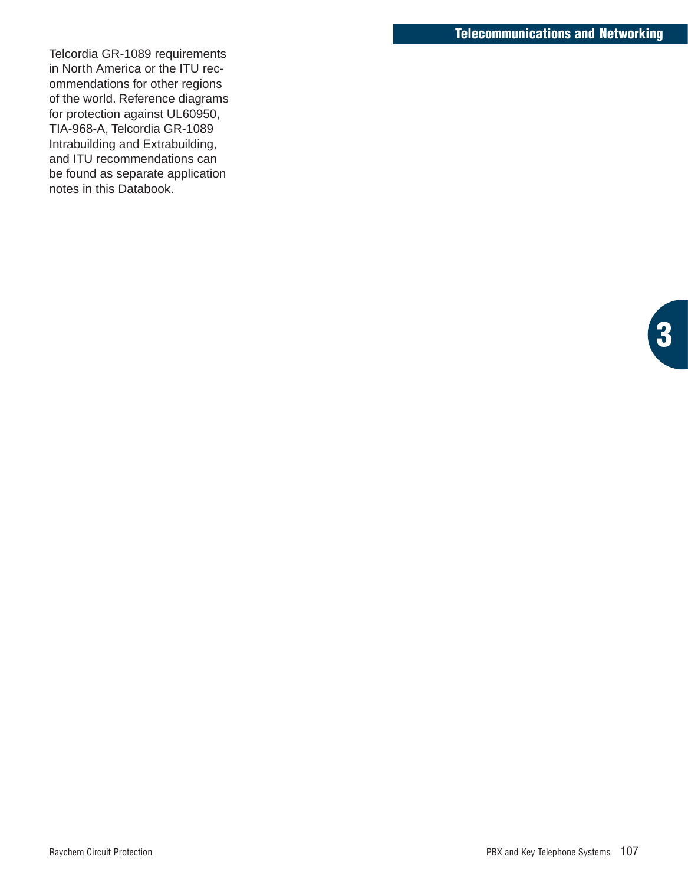Telcordia GR-1089 requirements in North America or the ITU recommendations for other regions of the world. Reference diagrams for protection against UL60950, TIA-968-A, Telcordia GR-1089 Intrabuilding and Extrabuilding, and ITU recommendations can be found as separate application notes in this Databook.